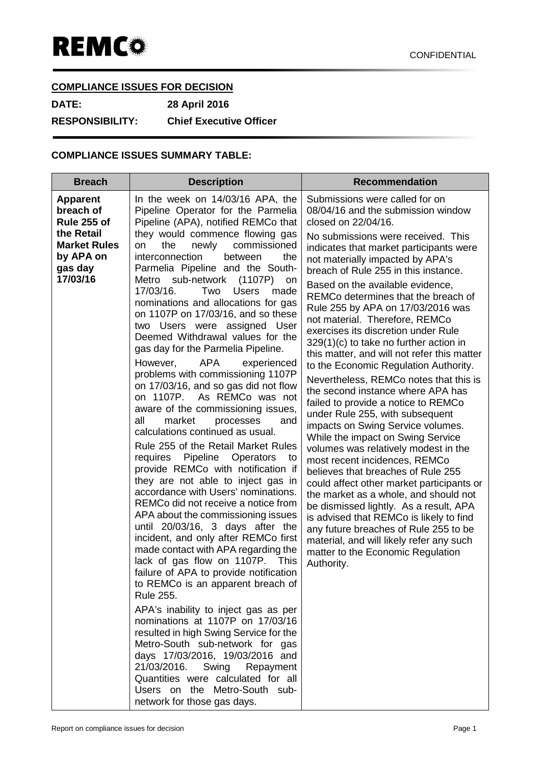REMCo

CONFIDENTIAL

**COMPLIANCE ISSUES FOR DECISION**

**DATE:** **28 April 2016**

**RESPONSIBILITY:** **Chief Executive Officer**

**COMPLIANCE ISSUES SUMMARY TABLE:**

| Breach | Description | Recommendation |
|---|---|---|
| **Apparent breach of Rule 255 of the Retail Market Rules by APA on gas day 17/03/16** | In the week on 14/03/16 APA, the Pipeline Operator for the Parmelia Pipeline (APA), notified REMCo that they would commence flowing gas on the newly commissioned interconnection between the Parmelia Pipeline and the South-Metro sub-network (1107P) on 17/03/16. Two Users made nominations and allocations for gas on 1107P on 17/03/16, and so these two Users were assigned User Deemed Withdrawal values for the gas day for the Parmelia Pipeline.<br><br>However, APA experienced problems with commissioning 1107P on 17/03/16, and so gas did not flow on 1107P. As REMCo was not aware of the commissioning issues, all market processes and calculations continued as usual.<br><br>Rule 255 of the Retail Market Rules requires Pipeline Operators to provide REMCo with notification if they are not able to inject gas in accordance with Users' nominations. REMCo did not receive a notice from APA about the commissioning issues until 20/03/16, 3 days after the incident, and only after REMCo first made contact with APA regarding the lack of gas flow on 1107P. This failure of APA to provide notification to REMCo is an apparent breach of Rule 255.<br><br>APA's inability to inject gas as per nominations at 1107P on 17/03/16 resulted in high Swing Service for the Metro-South sub-network for gas days 17/03/2016, 19/03/2016 and 21/03/2016. Swing Repayment Quantities were calculated for all Users on the Metro-South sub-network for those gas days. | Submissions were called for on 08/04/16 and the submission window closed on 22/04/16.<br><br>No submissions were received. This indicates that market participants were not materially impacted by APA's breach of Rule 255 in this instance.<br><br>Based on the available evidence, REMCo determines that the breach of Rule 255 by APA on 17/03/2016 was not material. Therefore, REMCo exercises its discretion under Rule 329(1)(c) to take no further action in this matter, and will not refer this matter to the Economic Regulation Authority.<br><br>Nevertheless, REMCo notes that this is the second instance where APA has failed to provide a notice to REMCo under Rule 255, with subsequent impacts on Swing Service volumes. While the impact on Swing Service volumes was relatively modest in the most recent incidences, REMCo believes that breaches of Rule 255 could affect other market participants or the market as a whole, and should not be dismissed lightly. As a result, APA is advised that REMCo is likely to find any future breaches of Rule 255 to be material, and will likely refer any such matter to the Economic Regulation Authority. |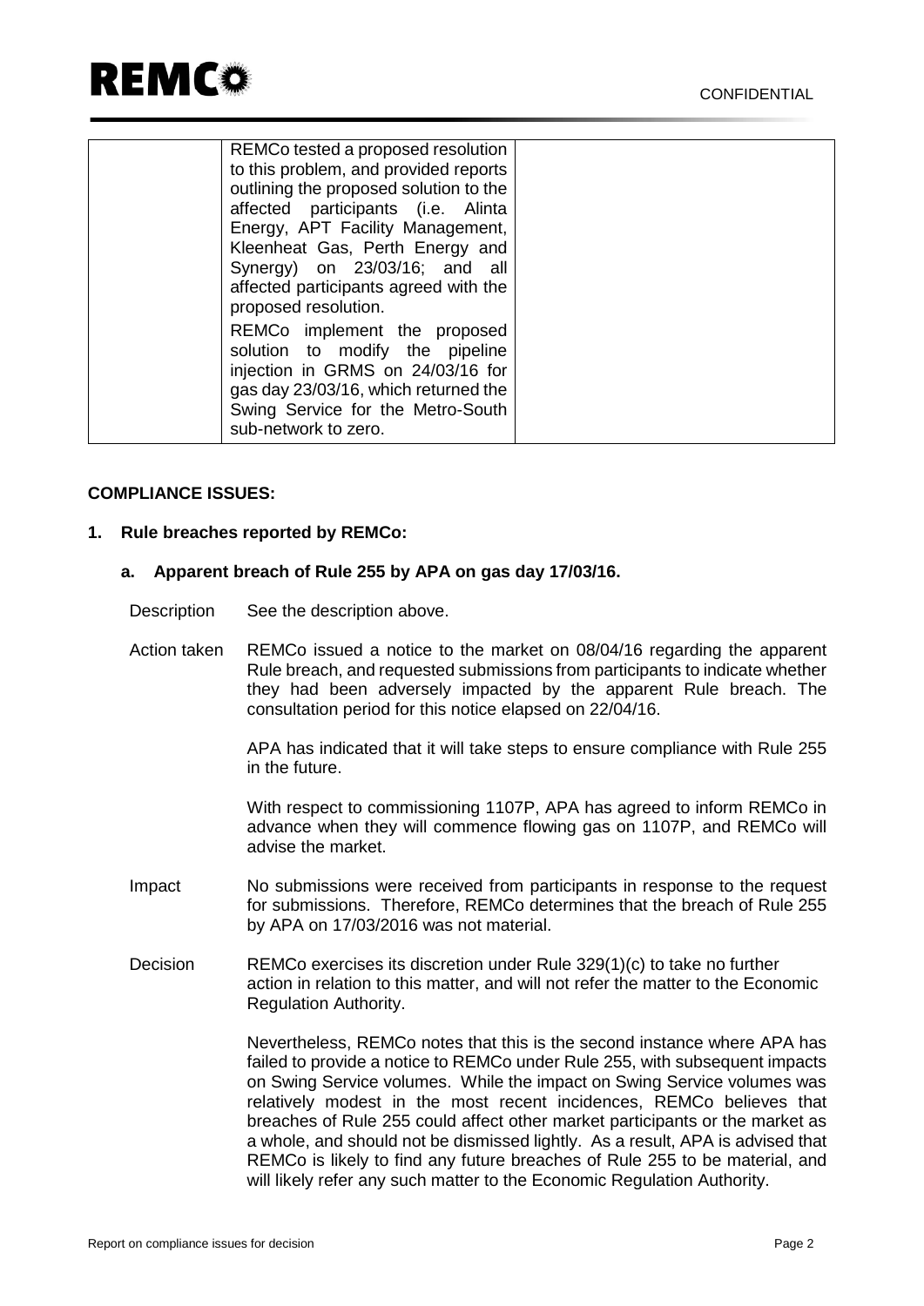| | | |
|---|---|---|
| | REMCo tested a proposed resolution to this problem, and provided reports outlining the proposed solution to the affected participants (i.e. Alinta Energy, APT Facility Management, Kleenheat Gas, Perth Energy and Synergy) on 23/03/16; and all affected participants agreed with the proposed resolution.<br><br>REMCo implement the proposed solution to modify the pipeline injection in GRMS on 24/03/16 for gas day 23/03/16, which returned the Swing Service for the Metro-South sub-network to zero. | |

**COMPLIANCE ISSUES:**

**1. Rule breaches reported by REMCo:**

**a. Apparent breach of Rule 255 by APA on gas day 17/03/16.**

Description — See the description above.

Action taken — REMCo issued a notice to the market on 08/04/16 regarding the apparent Rule breach, and requested submissions from participants to indicate whether they had been adversely impacted by the apparent Rule breach. The consultation period for this notice elapsed on 22/04/16.

APA has indicated that it will take steps to ensure compliance with Rule 255 in the future.

With respect to commissioning 1107P, APA has agreed to inform REMCo in advance when they will commence flowing gas on 1107P, and REMCo will advise the market.

Impact — No submissions were received from participants in response to the request for submissions. Therefore, REMCo determines that the breach of Rule 255 by APA on 17/03/2016 was not material.

Decision — REMCo exercises its discretion under Rule 329(1)(c) to take no further action in relation to this matter, and will not refer the matter to the Economic Regulation Authority.

Nevertheless, REMCo notes that this is the second instance where APA has failed to provide a notice to REMCo under Rule 255, with subsequent impacts on Swing Service volumes. While the impact on Swing Service volumes was relatively modest in the most recent incidences, REMCo believes that breaches of Rule 255 could affect other market participants or the market as a whole, and should not be dismissed lightly. As a result, APA is advised that REMCo is likely to find any future breaches of Rule 255 to be material, and will likely refer any such matter to the Economic Regulation Authority.